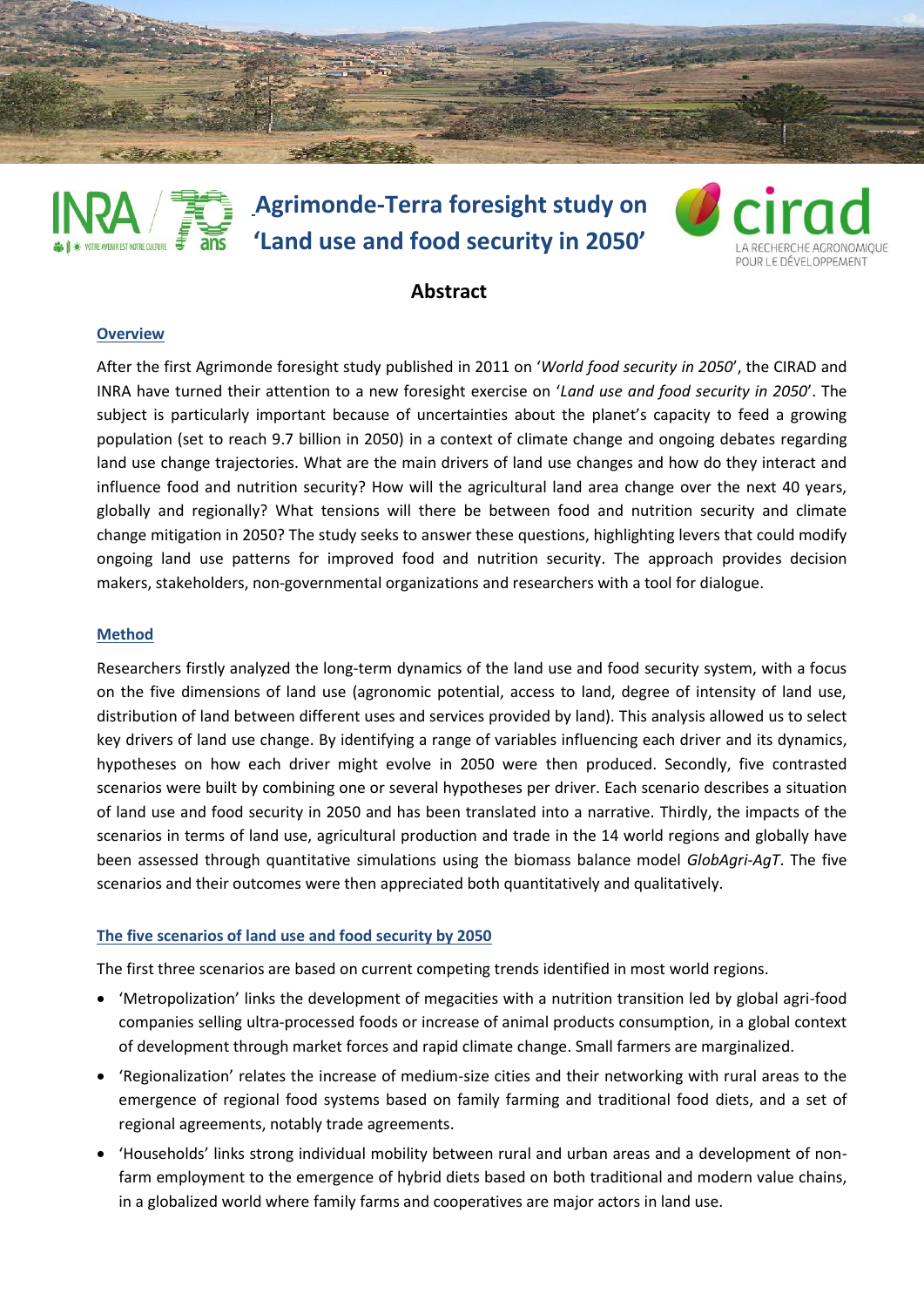# Agrimonde-Terra foresight study on 'Land use and food security in 2050'

## Abstract

### Overview

After the first Agrimonde foresight study published in 2011 on '*World food security in 2050*', the CIRAD and INRA have turned their attention to a new foresight exercise on '*Land use and food security in 2050*'. The subject is particularly important because of uncertainties about the planet's capacity to feed a growing population (set to reach 9.7 billion in 2050) in a context of climate change and ongoing debates regarding land use change trajectories. What are the main drivers of land use changes and how do they interact and influence food and nutrition security? How will the agricultural land area change over the next 40 years, globally and regionally? What tensions will there be between food and nutrition security and climate change mitigation in 2050? The study seeks to answer these questions, highlighting levers that could modify ongoing land use patterns for improved food and nutrition security. The approach provides decision makers, stakeholders, non-governmental organizations and researchers with a tool for dialogue.

### Method

Researchers firstly analyzed the long-term dynamics of the land use and food security system, with a focus on the five dimensions of land use (agronomic potential, access to land, degree of intensity of land use, distribution of land between different uses and services provided by land). This analysis allowed us to select key drivers of land use change. By identifying a range of variables influencing each driver and its dynamics, hypotheses on how each driver might evolve in 2050 were then produced. Secondly, five contrasted scenarios were built by combining one or several hypotheses per driver. Each scenario describes a situation of land use and food security in 2050 and has been translated into a narrative. Thirdly, the impacts of the scenarios in terms of land use, agricultural production and trade in the 14 world regions and globally have been assessed through quantitative simulations using the biomass balance model *GlobAgri-AgT*. The five scenarios and their outcomes were then appreciated both quantitatively and qualitatively.

### The five scenarios of land use and food security by 2050

The first three scenarios are based on current competing trends identified in most world regions.

- 'Metropolization' links the development of megacities with a nutrition transition led by global agri-food companies selling ultra-processed foods or increase of animal products consumption, in a global context of development through market forces and rapid climate change. Small farmers are marginalized.
- 'Regionalization' relates the increase of medium-size cities and their networking with rural areas to the emergence of regional food systems based on family farming and traditional food diets, and a set of regional agreements, notably trade agreements.
- 'Households' links strong individual mobility between rural and urban areas and a development of non-farm employment to the emergence of hybrid diets based on both traditional and modern value chains, in a globalized world where family farms and cooperatives are major actors in land use.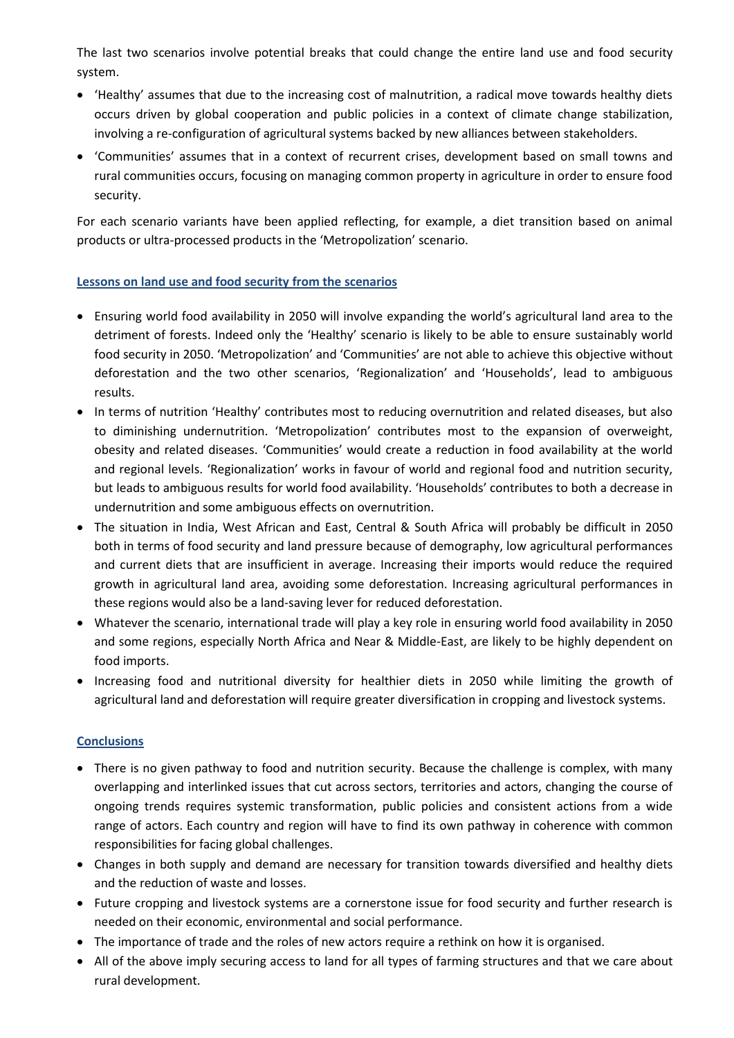The last two scenarios involve potential breaks that could change the entire land use and food security system.

- 'Healthy' assumes that due to the increasing cost of malnutrition, a radical move towards healthy diets occurs driven by global cooperation and public policies in a context of climate change stabilization, involving a re-configuration of agricultural systems backed by new alliances between stakeholders.
- 'Communities' assumes that in a context of recurrent crises, development based on small towns and rural communities occurs, focusing on managing common property in agriculture in order to ensure food security.

For each scenario variants have been applied reflecting, for example, a diet transition based on animal products or ultra-processed products in the 'Metropolization' scenario.

## Lessons on land use and food security from the scenarios

- Ensuring world food availability in 2050 will involve expanding the world's agricultural land area to the detriment of forests. Indeed only the 'Healthy' scenario is likely to be able to ensure sustainably world food security in 2050. 'Metropolization' and 'Communities' are not able to achieve this objective without deforestation and the two other scenarios, 'Regionalization' and 'Households', lead to ambiguous results.
- In terms of nutrition 'Healthy' contributes most to reducing overnutrition and related diseases, but also to diminishing undernutrition. 'Metropolization' contributes most to the expansion of overweight, obesity and related diseases. 'Communities' would create a reduction in food availability at the world and regional levels. 'Regionalization' works in favour of world and regional food and nutrition security, but leads to ambiguous results for world food availability. 'Households' contributes to both a decrease in undernutrition and some ambiguous effects on overnutrition.
- The situation in India, West African and East, Central & South Africa will probably be difficult in 2050 both in terms of food security and land pressure because of demography, low agricultural performances and current diets that are insufficient in average. Increasing their imports would reduce the required growth in agricultural land area, avoiding some deforestation. Increasing agricultural performances in these regions would also be a land-saving lever for reduced deforestation.
- Whatever the scenario, international trade will play a key role in ensuring world food availability in 2050 and some regions, especially North Africa and Near & Middle-East, are likely to be highly dependent on food imports.
- Increasing food and nutritional diversity for healthier diets in 2050 while limiting the growth of agricultural land and deforestation will require greater diversification in cropping and livestock systems.

## Conclusions

- There is no given pathway to food and nutrition security. Because the challenge is complex, with many overlapping and interlinked issues that cut across sectors, territories and actors, changing the course of ongoing trends requires systemic transformation, public policies and consistent actions from a wide range of actors. Each country and region will have to find its own pathway in coherence with common responsibilities for facing global challenges.
- Changes in both supply and demand are necessary for transition towards diversified and healthy diets and the reduction of waste and losses.
- Future cropping and livestock systems are a cornerstone issue for food security and further research is needed on their economic, environmental and social performance.
- The importance of trade and the roles of new actors require a rethink on how it is organised.
- All of the above imply securing access to land for all types of farming structures and that we care about rural development.